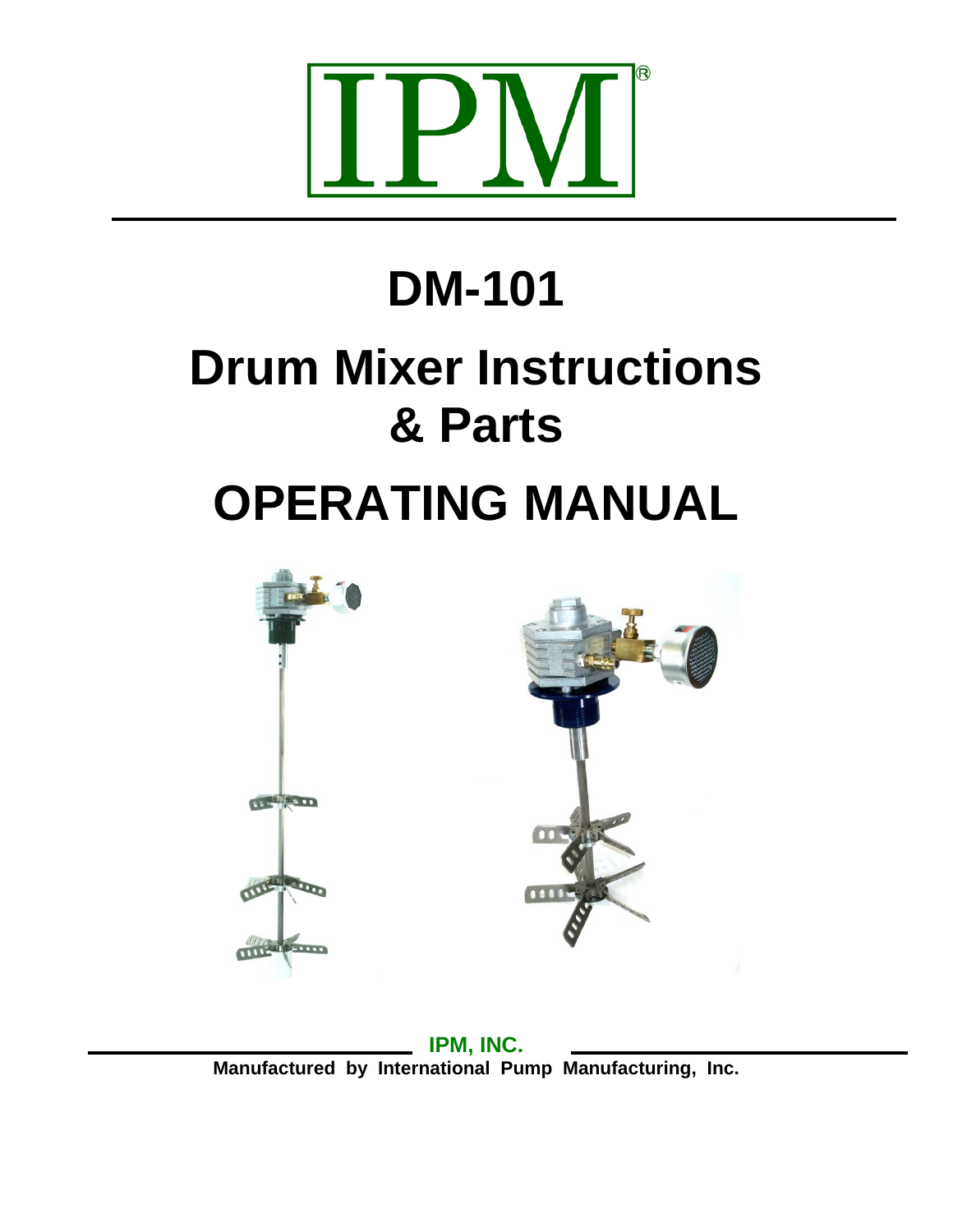IPM®

# DM-101

# Drum Mixer Instructions & Parts

# OPERATING MANUAL

**IPM, INC.**

**Manufactured by International Pump Manufacturing, Inc.**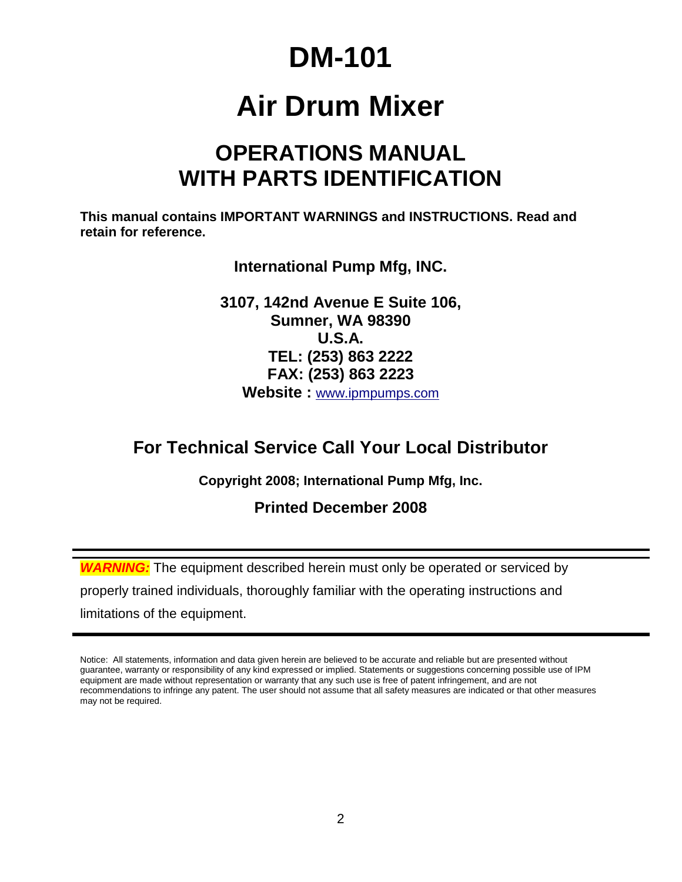# DM-101

# Air Drum Mixer

## OPERATIONS MANUAL WITH PARTS IDENTIFICATION

**This manual contains IMPORTANT WARNINGS and INSTRUCTIONS. Read and retain for reference.**

**International Pump Mfg, INC.**

**3107, 142nd Avenue E Suite 106,**
**Sumner, WA 98390**
**U.S.A.**
**TEL: (253) 863 2222**
**FAX: (253) 863 2223**
**Website :** www.ipmpumps.com

## For Technical Service Call Your Local Distributor

**Copyright 2008; International Pump Mfg, Inc.**

**Printed December 2008**

---

***WARNING:*** The equipment described herein must only be operated or serviced by properly trained individuals, thoroughly familiar with the operating instructions and limitations of the equipment.

---

Notice: All statements, information and data given herein are believed to be accurate and reliable but are presented without guarantee, warranty or responsibility of any kind expressed or implied. Statements or suggestions concerning possible use of IPM equipment are made without representation or warranty that any such use is free of patent infringement, and are not recommendations to infringe any patent. The user should not assume that all safety measures are indicated or that other measures may not be required.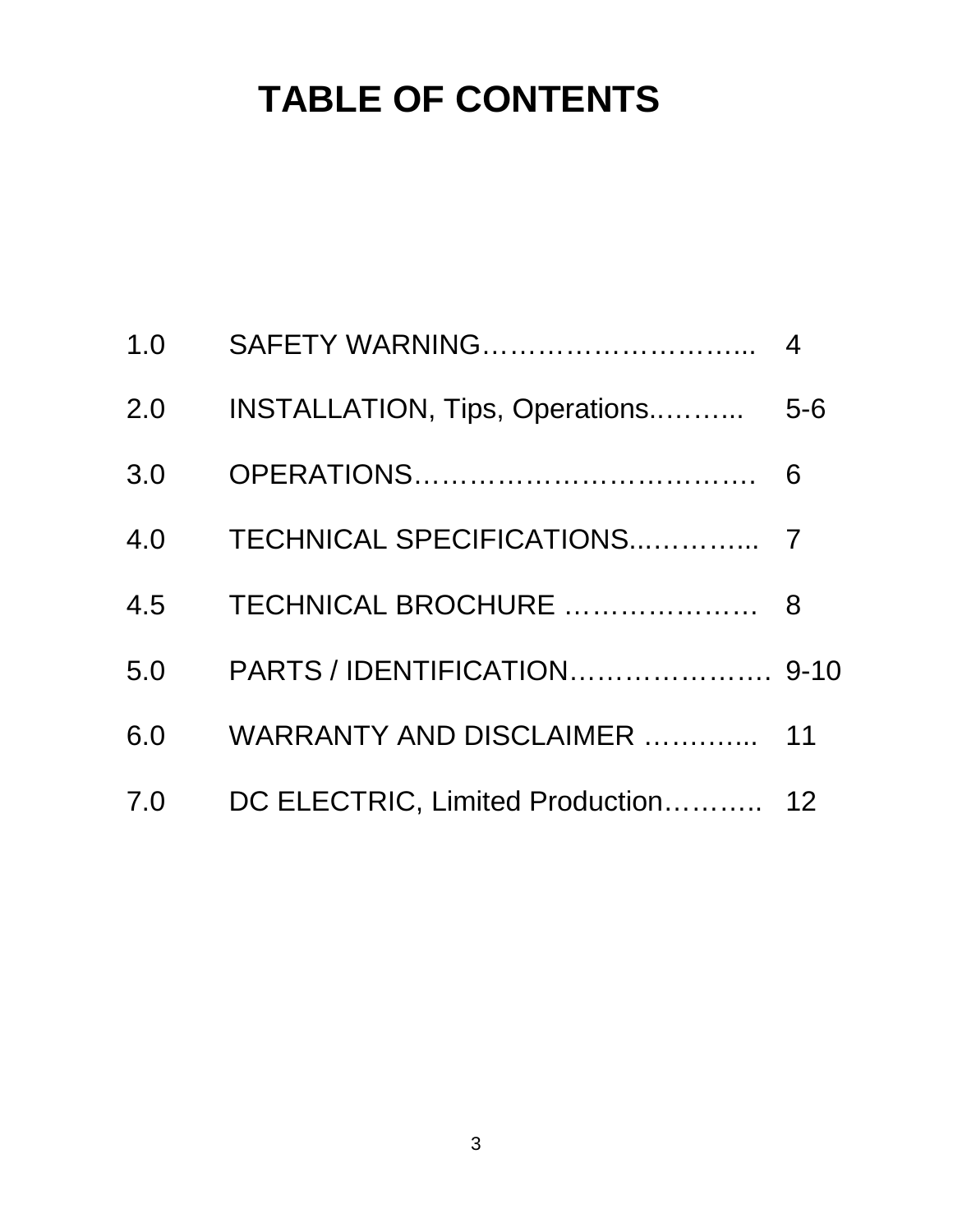# TABLE OF CONTENTS

| | | |
|---|---|---|
| 1.0 | SAFETY WARNING………………………... | 4 |
| 2.0 | INSTALLATION, Tips, Operations.……... | 5-6 |
| 3.0 | OPERATIONS………………………………. | 6 |
| 4.0 | TECHNICAL SPECIFICATIONS...………... | 7 |
| 4.5 | TECHNICAL BROCHURE ………………… | 8 |
| 5.0 | PARTS / IDENTIFICATION…………………. | 9-10 |
| 6.0 | WARRANTY AND DISCLAIMER ………... | 11 |
| 7.0 | DC ELECTRIC, Limited Production……….. | 12 |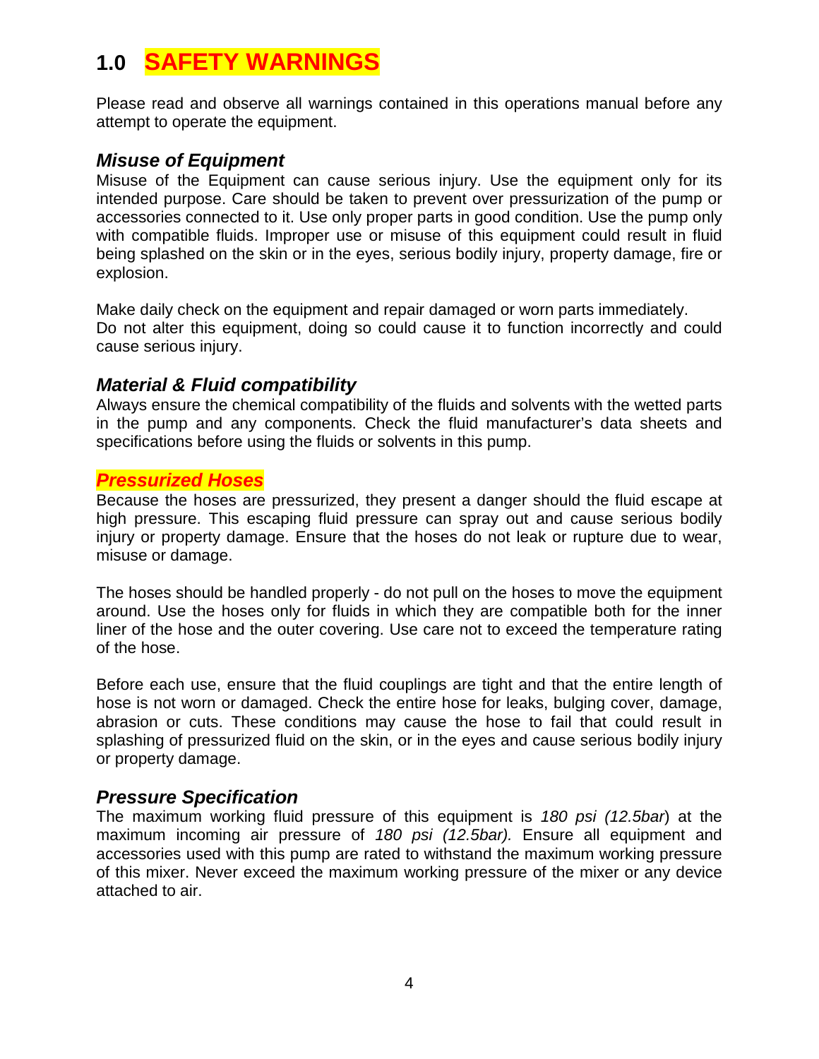# 1.0 SAFETY WARNINGS

Please read and observe all warnings contained in this operations manual before any attempt to operate the equipment.

### *Misuse of Equipment*

Misuse of the Equipment can cause serious injury. Use the equipment only for its intended purpose. Care should be taken to prevent over pressurization of the pump or accessories connected to it. Use only proper parts in good condition. Use the pump only with compatible fluids. Improper use or misuse of this equipment could result in fluid being splashed on the skin or in the eyes, serious bodily injury, property damage, fire or explosion.

Make daily check on the equipment and repair damaged or worn parts immediately.
Do not alter this equipment, doing so could cause it to function incorrectly and could cause serious injury.

### *Material & Fluid compatibility*

Always ensure the chemical compatibility of the fluids and solvents with the wetted parts in the pump and any components. Check the fluid manufacturer's data sheets and specifications before using the fluids or solvents in this pump.

### *Pressurized Hoses*

Because the hoses are pressurized, they present a danger should the fluid escape at high pressure. This escaping fluid pressure can spray out and cause serious bodily injury or property damage. Ensure that the hoses do not leak or rupture due to wear, misuse or damage.

The hoses should be handled properly - do not pull on the hoses to move the equipment around. Use the hoses only for fluids in which they are compatible both for the inner liner of the hose and the outer covering. Use care not to exceed the temperature rating of the hose.

Before each use, ensure that the fluid couplings are tight and that the entire length of hose is not worn or damaged. Check the entire hose for leaks, bulging cover, damage, abrasion or cuts. These conditions may cause the hose to fail that could result in splashing of pressurized fluid on the skin, or in the eyes and cause serious bodily injury or property damage.

### *Pressure Specification*

The maximum working fluid pressure of this equipment is *180 psi (12.5bar*) at the maximum incoming air pressure of *180 psi (12.5bar).* Ensure all equipment and accessories used with this pump are rated to withstand the maximum working pressure of this mixer. Never exceed the maximum working pressure of the mixer or any device attached to air.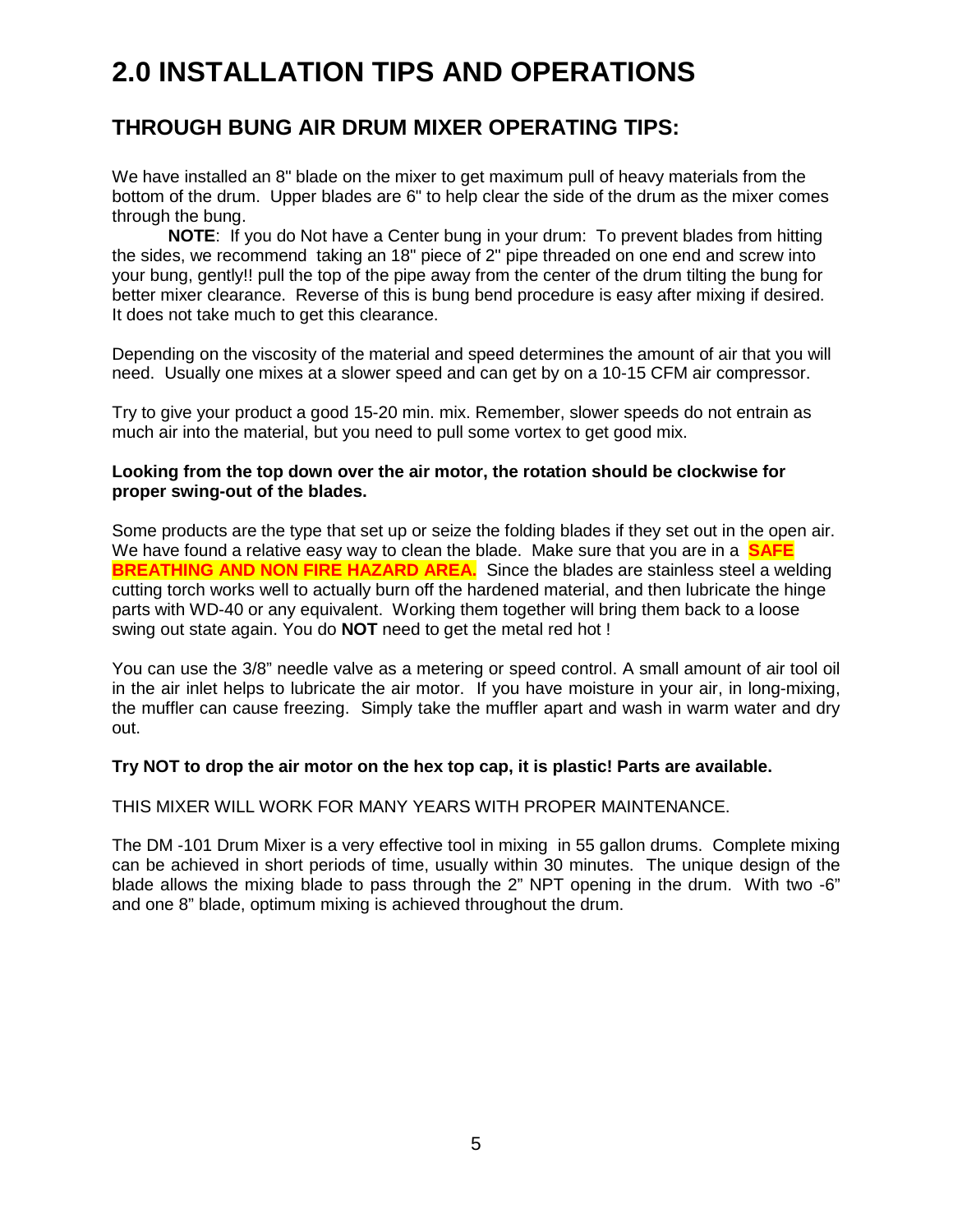# 2.0 INSTALLATION TIPS AND OPERATIONS

## THROUGH BUNG AIR DRUM MIXER OPERATING TIPS:

We have installed an 8" blade on the mixer to get maximum pull of heavy materials from the bottom of the drum. Upper blades are 6" to help clear the side of the drum as the mixer comes through the bung.

**NOTE**: If you do Not have a Center bung in your drum: To prevent blades from hitting the sides, we recommend taking an 18" piece of 2" pipe threaded on one end and screw into your bung, gently!! pull the top of the pipe away from the center of the drum tilting the bung for better mixer clearance. Reverse of this is bung bend procedure is easy after mixing if desired. It does not take much to get this clearance.

Depending on the viscosity of the material and speed determines the amount of air that you will need. Usually one mixes at a slower speed and can get by on a 10-15 CFM air compressor.

Try to give your product a good 15-20 min. mix. Remember, slower speeds do not entrain as much air into the material, but you need to pull some vortex to get good mix.

**Looking from the top down over the air motor, the rotation should be clockwise for proper swing-out of the blades.**

Some products are the type that set up or seize the folding blades if they set out in the open air. We have found a relative easy way to clean the blade. Make sure that you are in a **SAFE BREATHING AND NON FIRE HAZARD AREA.** Since the blades are stainless steel a welding cutting torch works well to actually burn off the hardened material, and then lubricate the hinge parts with WD-40 or any equivalent. Working them together will bring them back to a loose swing out state again. You do **NOT** need to get the metal red hot !

You can use the 3/8" needle valve as a metering or speed control. A small amount of air tool oil in the air inlet helps to lubricate the air motor. If you have moisture in your air, in long-mixing, the muffler can cause freezing. Simply take the muffler apart and wash in warm water and dry out.

**Try NOT to drop the air motor on the hex top cap, it is plastic! Parts are available.**

THIS MIXER WILL WORK FOR MANY YEARS WITH PROPER MAINTENANCE.

The DM -101 Drum Mixer is a very effective tool in mixing in 55 gallon drums. Complete mixing can be achieved in short periods of time, usually within 30 minutes. The unique design of the blade allows the mixing blade to pass through the 2" NPT opening in the drum. With two -6" and one 8" blade, optimum mixing is achieved throughout the drum.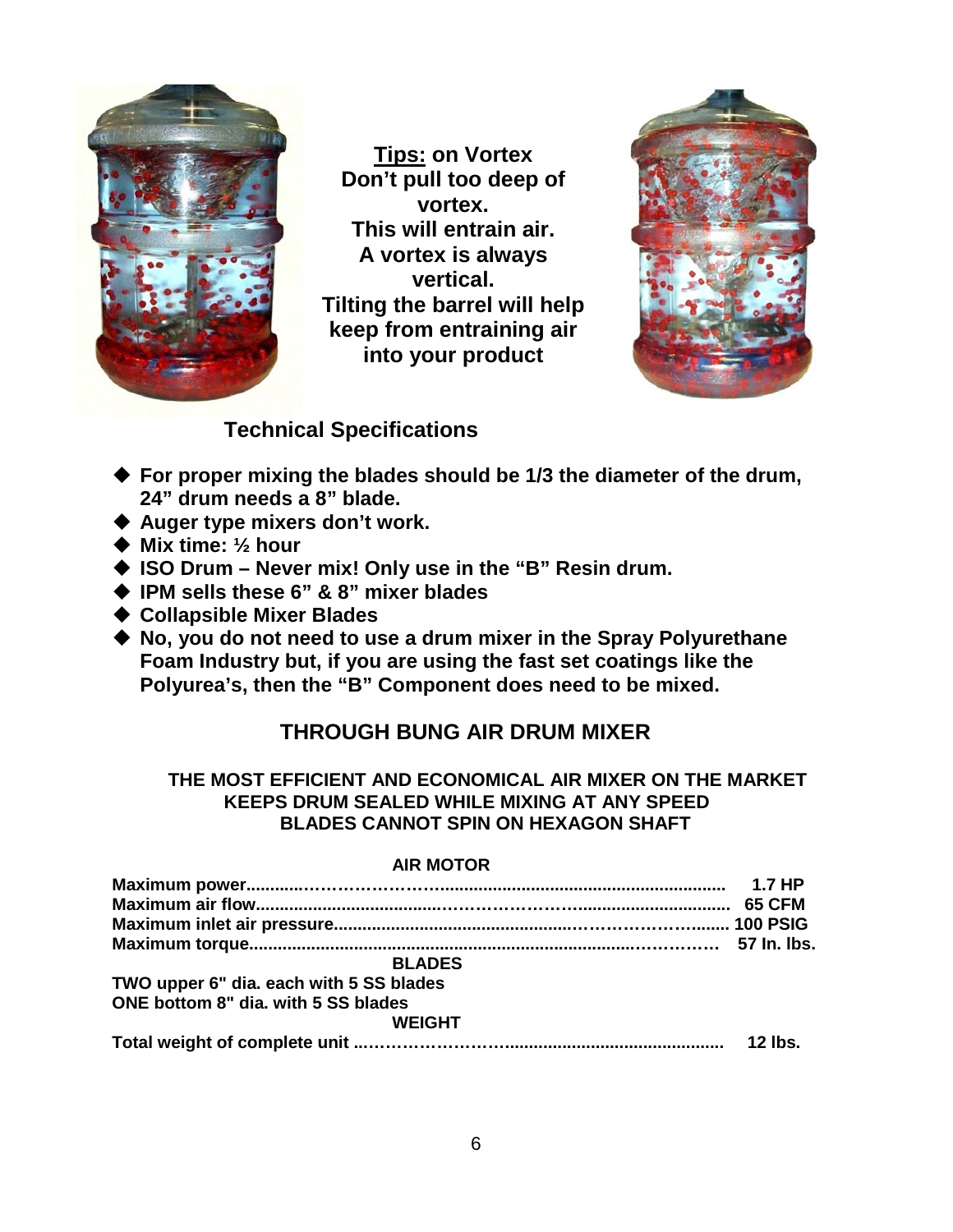**<u>Tips:</u> on Vortex**
**Don't pull too deep of vortex.**
**This will entrain air.**
**A vortex is always vertical.**
**Tilting the barrel will help keep from entraining air into your product**

## Technical Specifications

- **For proper mixing the blades should be 1/3 the diameter of the drum, 24" drum needs a 8" blade.**
- **Auger type mixers don't work.**
- **Mix time: ½ hour**
- **ISO Drum – Never mix! Only use in the "B" Resin drum.**
- **IPM sells these 6" & 8" mixer blades**
- **Collapsible Mixer Blades**
- **No, you do not need to use a drum mixer in the Spray Polyurethane Foam Industry but, if you are using the fast set coatings like the Polyurea's, then the "B" Component does need to be mixed.**

## THROUGH BUNG AIR DRUM MIXER

**THE MOST EFFICIENT AND ECONOMICAL AIR MIXER ON THE MARKET**
**KEEPS DRUM SEALED WHILE MIXING AT ANY SPEED**
**BLADES CANNOT SPIN ON HEXAGON SHAFT**

**AIR MOTOR**

| | |
|---|---|
| **Maximum power** | **1.7 HP** |
| **Maximum air flow** | **65 CFM** |
| **Maximum inlet air pressure** | **100 PSIG** |
| **Maximum torque** | **57 In. lbs.** |

**BLADES**

**TWO upper 6" dia. each with 5 SS blades**
**ONE bottom 8" dia. with 5 SS blades**

**WEIGHT**

| | |
|---|---|
| **Total weight of complete unit** | **12 lbs.** |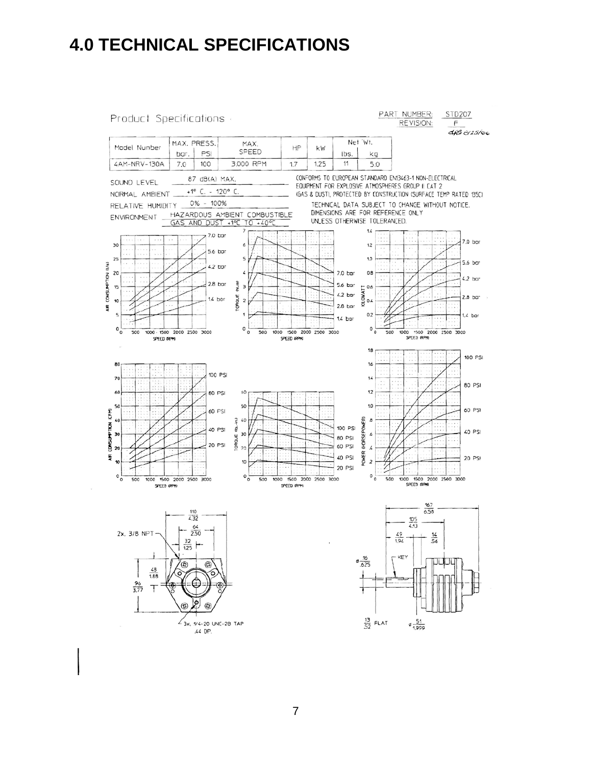# 4.0 TECHNICAL SPECIFICATIONS

Product Specifications

PART NUMBER: STD207
REVISION: F

| Model Number | MAX. PRESS. | | MAX. SPEED | HP | kW | Net Wt. | |
|---|---|---|---|---|---|---|---|
| | bar. | PSI | | | | lbs. | kg |
| 4AM-NRV-130A | 7.0 | 100 | 3,000 RPM | 1.7 | 1.25 | 11 | 5.0 |

SOUND LEVEL: 87 dB(A) MAX.

NORMAL AMBIENT: +1° C. - 120° C.

RELATIVE HUMIDITY: 0% - 100%

ENVIRONMENT: HAZARDOUS AMBIENT COMBUSTIBLE GAS AND DUST +1°C TO +40°C

CONFORMS TO EUROPEAN STANDARD EN13463-1 NON-ELECTRICAL EQUIPMENT FOR EXPLOSIVE ATMOSPHERES GROUP II CAT 2 (GAS & DUST), PROTECTED BY CONSTRUCTION (SURFACE TEMP RATED 135C)

TECHNICAL DATA SUBJECT TO CHANGE WITHOUT NOTICE. DIMENSIONS ARE FOR REFERENCE ONLY UNLESS OTHERWISE TOLERANCED.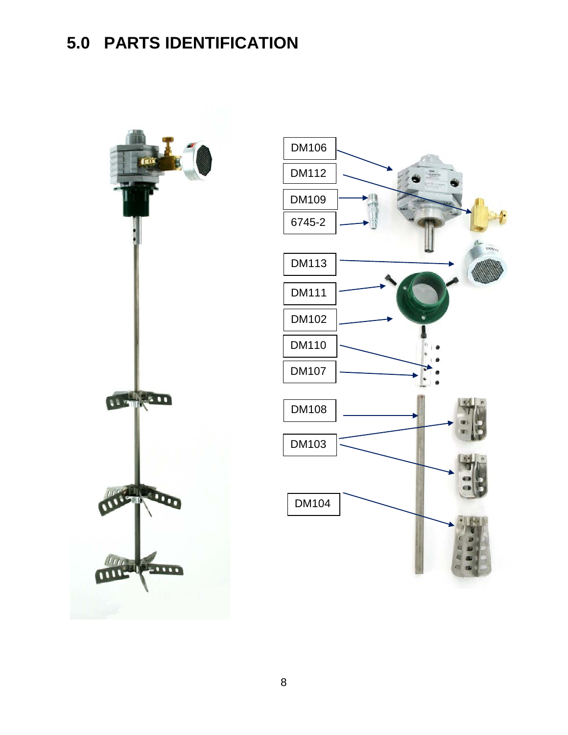# 5.0 PARTS IDENTIFICATION

DM106

DM112

DM109

6745-2

DM113

DM111

DM102

DM110

DM107

DM108

DM103

DM104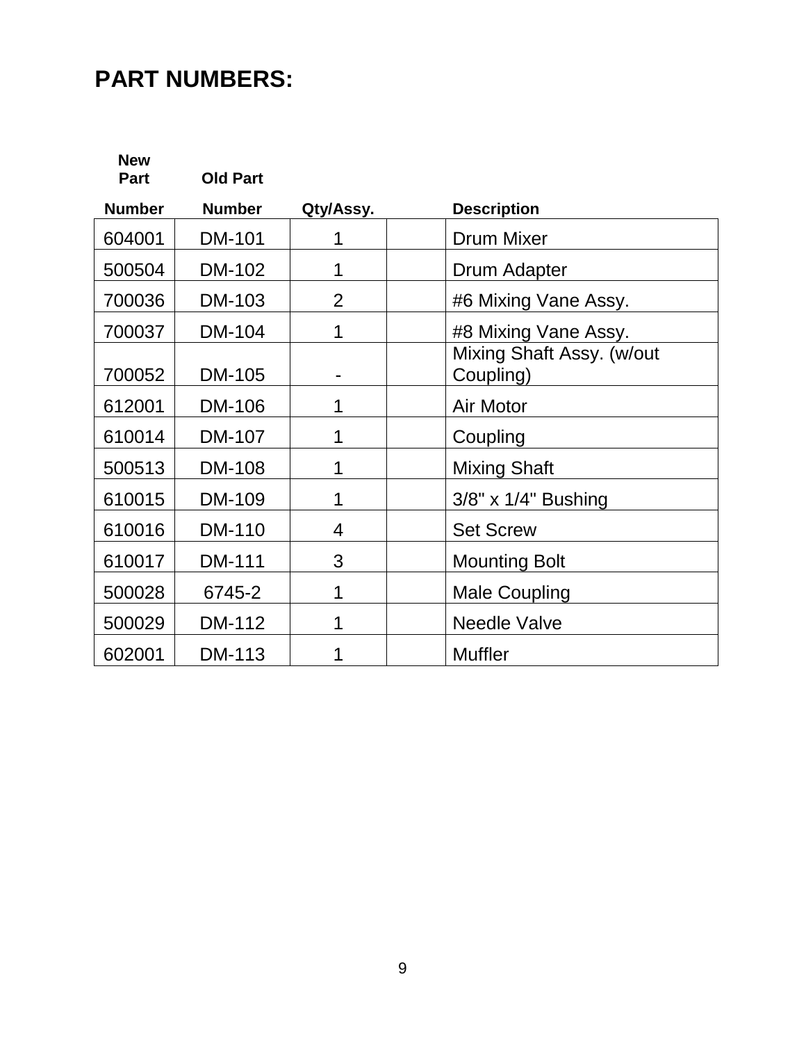## PART NUMBERS:

| New Part Number | Old Part Number | Qty/Assy. | | Description |
|---|---|---|---|---|
| 604001 | DM-101 | 1 | | Drum Mixer |
| 500504 | DM-102 | 1 | | Drum Adapter |
| 700036 | DM-103 | 2 | | #6 Mixing Vane Assy. |
| 700037 | DM-104 | 1 | | #8 Mixing Vane Assy. |
| 700052 | DM-105 | - | | Mixing Shaft Assy. (w/out Coupling) |
| 612001 | DM-106 | 1 | | Air Motor |
| 610014 | DM-107 | 1 | | Coupling |
| 500513 | DM-108 | 1 | | Mixing Shaft |
| 610015 | DM-109 | 1 | | 3/8" x 1/4" Bushing |
| 610016 | DM-110 | 4 | | Set Screw |
| 610017 | DM-111 | 3 | | Mounting Bolt |
| 500028 | 6745-2 | 1 | | Male Coupling |
| 500029 | DM-112 | 1 | | Needle Valve |
| 602001 | DM-113 | 1 | | Muffler |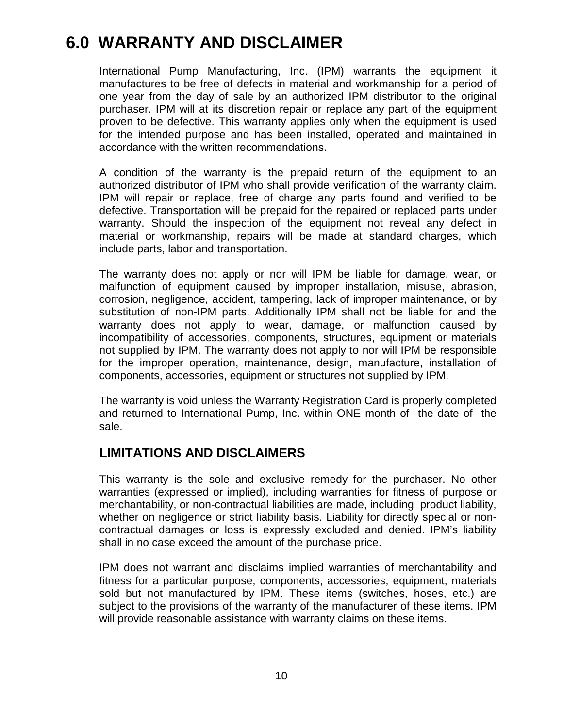# 6.0 WARRANTY AND DISCLAIMER

International Pump Manufacturing, Inc. (IPM) warrants the equipment it manufactures to be free of defects in material and workmanship for a period of one year from the day of sale by an authorized IPM distributor to the original purchaser. IPM will at its discretion repair or replace any part of the equipment proven to be defective. This warranty applies only when the equipment is used for the intended purpose and has been installed, operated and maintained in accordance with the written recommendations.

A condition of the warranty is the prepaid return of the equipment to an authorized distributor of IPM who shall provide verification of the warranty claim. IPM will repair or replace, free of charge any parts found and verified to be defective. Transportation will be prepaid for the repaired or replaced parts under warranty. Should the inspection of the equipment not reveal any defect in material or workmanship, repairs will be made at standard charges, which include parts, labor and transportation.

The warranty does not apply or nor will IPM be liable for damage, wear, or malfunction of equipment caused by improper installation, misuse, abrasion, corrosion, negligence, accident, tampering, lack of improper maintenance, or by substitution of non-IPM parts. Additionally IPM shall not be liable for and the warranty does not apply to wear, damage, or malfunction caused by incompatibility of accessories, components, structures, equipment or materials not supplied by IPM. The warranty does not apply to nor will IPM be responsible for the improper operation, maintenance, design, manufacture, installation of components, accessories, equipment or structures not supplied by IPM.

The warranty is void unless the Warranty Registration Card is properly completed and returned to International Pump, Inc. within ONE month of the date of the sale.

## LIMITATIONS AND DISCLAIMERS

This warranty is the sole and exclusive remedy for the purchaser. No other warranties (expressed or implied), including warranties for fitness of purpose or merchantability, or non-contractual liabilities are made, including product liability, whether on negligence or strict liability basis. Liability for directly special or non-contractual damages or loss is expressly excluded and denied. IPM's liability shall in no case exceed the amount of the purchase price.

IPM does not warrant and disclaims implied warranties of merchantability and fitness for a particular purpose, components, accessories, equipment, materials sold but not manufactured by IPM. These items (switches, hoses, etc.) are subject to the provisions of the warranty of the manufacturer of these items. IPM will provide reasonable assistance with warranty claims on these items.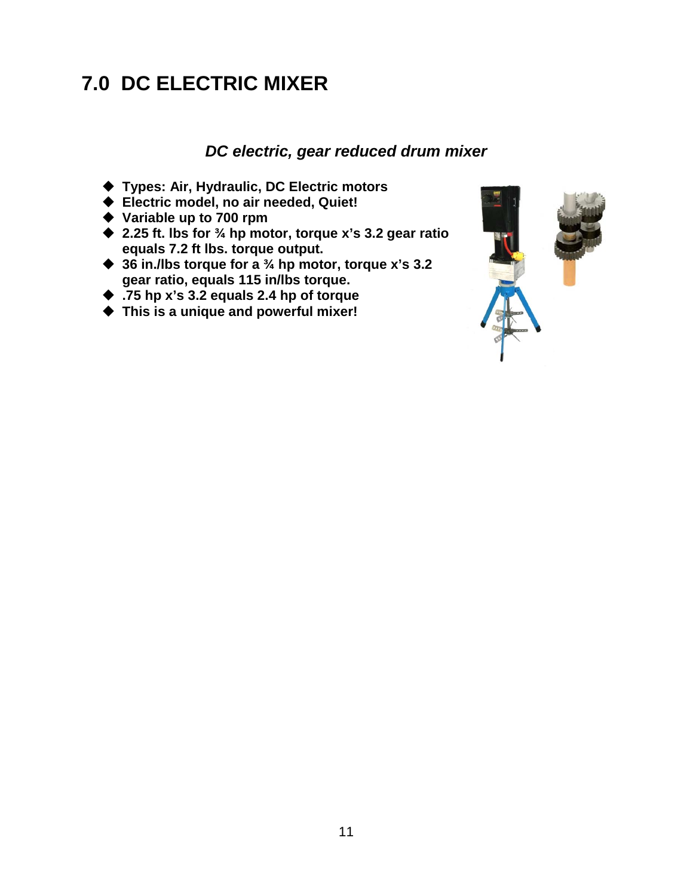# 7.0 DC ELECTRIC MIXER

***DC electric, gear reduced drum mixer***

- **Types: Air, Hydraulic, DC Electric motors**
- **Electric model, no air needed, Quiet!**
- **Variable up to 700 rpm**
- **2.25 ft. lbs for ¾ hp motor, torque x's 3.2 gear ratio equals 7.2 ft lbs. torque output.**
- **36 in./lbs torque for a ¾ hp motor, torque x's 3.2 gear ratio, equals 115 in/lbs torque.**
- **.75 hp x's 3.2 equals 2.4 hp of torque**
- **This is a unique and powerful mixer!**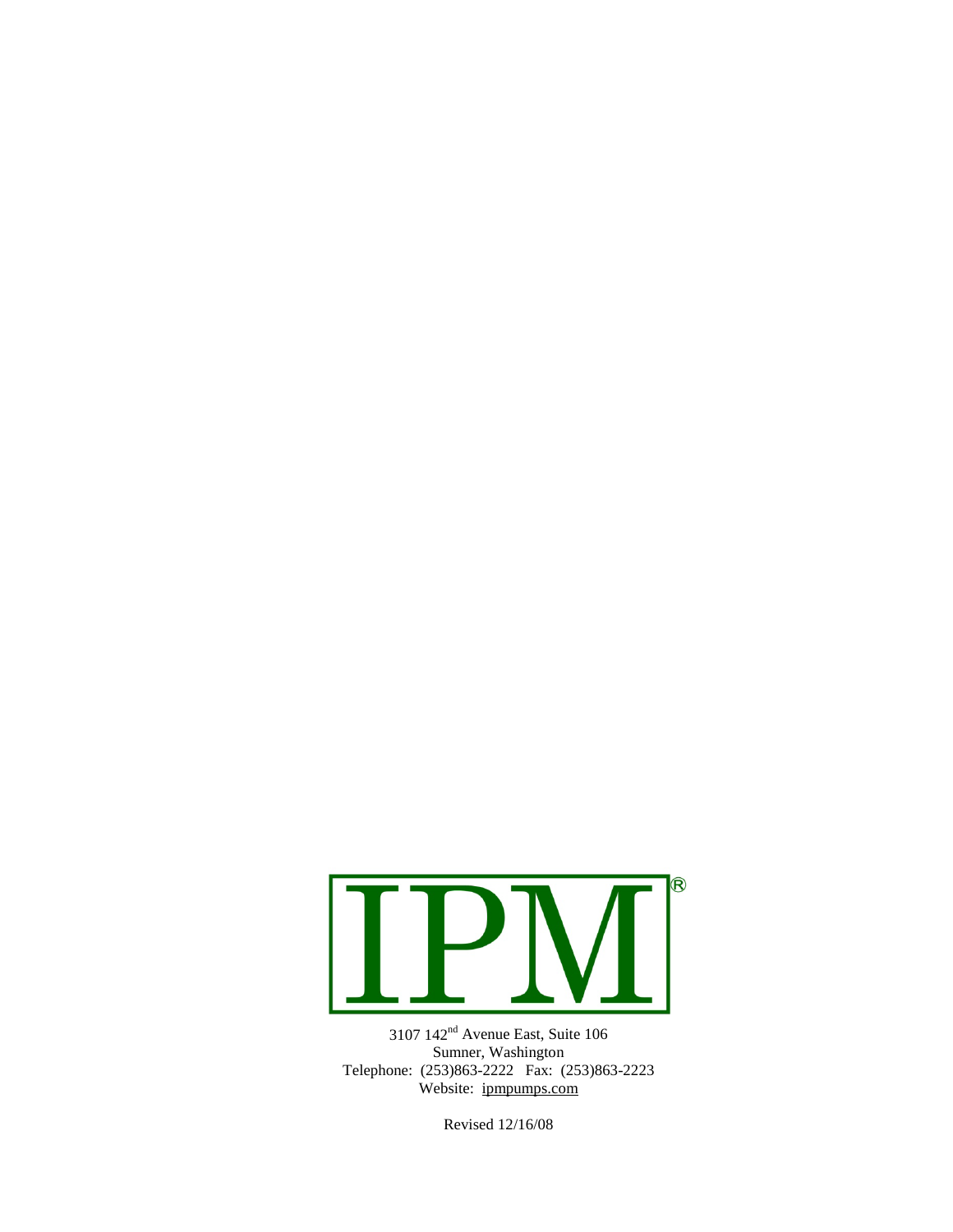IPM®

3107 142nd Avenue East, Suite 106
Sumner, Washington
Telephone: (253)863-2222 Fax: (253)863-2223
Website: ipmpumps.com

Revised 12/16/08